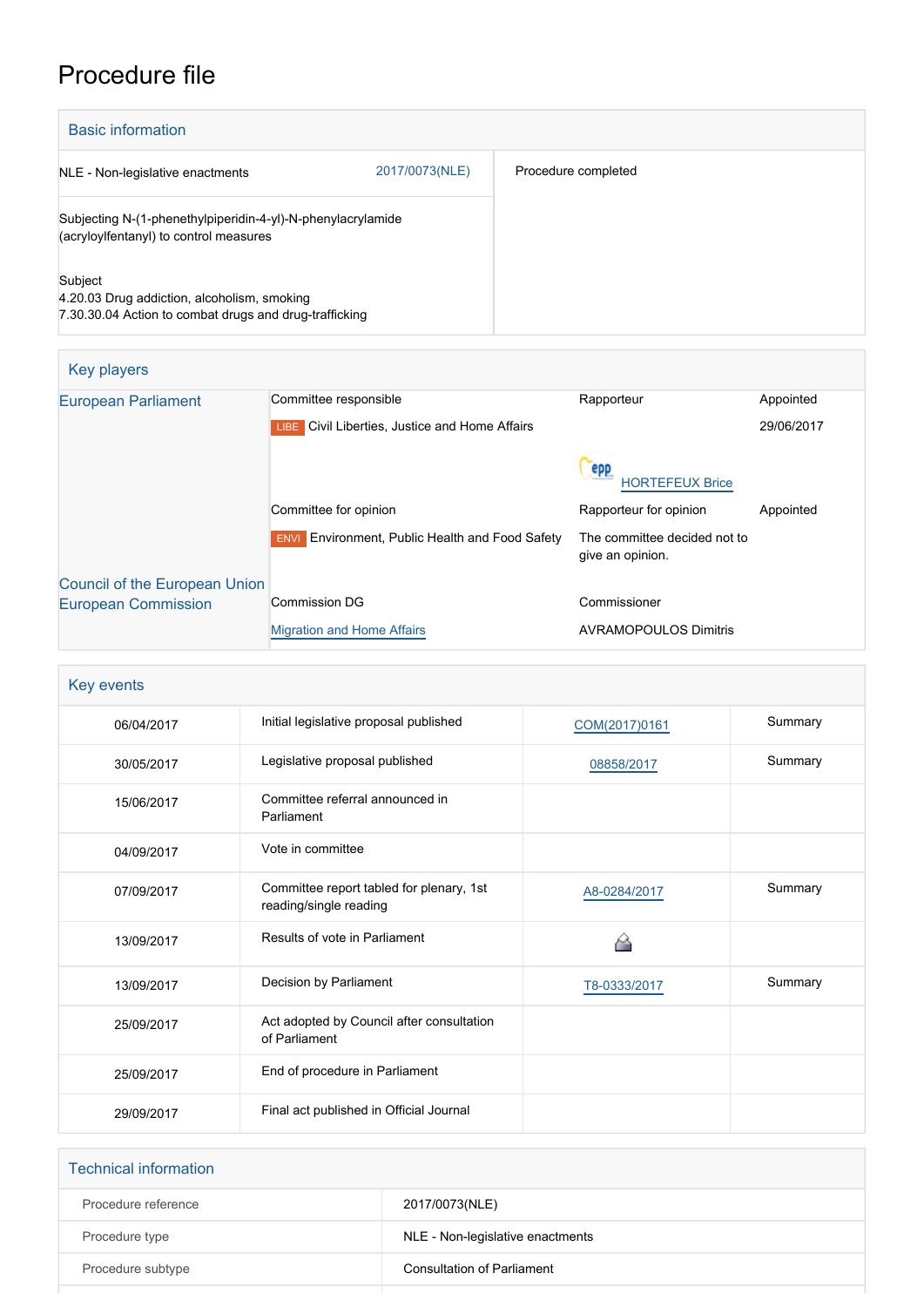# Procedure file

## Basic information

| | |
|---|---|
| NLE - Non-legislative enactments 2017/0073(NLE) | Procedure completed |
| Subjecting N-(1-phenethylpiperidin-4-yl)-N-phenylacrylamide (acryloylfentanyl) to control measures | |
| Subject<br>4.20.03 Drug addiction, alcoholism, smoking<br>7.30.30.04 Action to combat drugs and drug-trafficking | |

## Key players

| | | | |
|---|---|---|---|
| European Parliament | Committee responsible | Rapporteur | Appointed |
| | LIBE Civil Liberties, Justice and Home Affairs | | 29/06/2017 |
| | | HORTEFEUX Brice | |
| | Committee for opinion | Rapporteur for opinion | Appointed |
| | ENVI Environment, Public Health and Food Safety | The committee decided not to give an opinion. | |
| Council of the European Union | | | |
| European Commission | Commission DG | Commissioner | |
| | Migration and Home Affairs | AVRAMOPOULOS Dimitris | |

## Key events

| | | | |
|---|---|---|---|
| 06/04/2017 | Initial legislative proposal published | COM(2017)0161 | Summary |
| 30/05/2017 | Legislative proposal published | 08858/2017 | Summary |
| 15/06/2017 | Committee referral announced in Parliament | | |
| 04/09/2017 | Vote in committee | | |
| 07/09/2017 | Committee report tabled for plenary, 1st reading/single reading | A8-0284/2017 | Summary |
| 13/09/2017 | Results of vote in Parliament | | |
| 13/09/2017 | Decision by Parliament | T8-0333/2017 | Summary |
| 25/09/2017 | Act adopted by Council after consultation of Parliament | | |
| 25/09/2017 | End of procedure in Parliament | | |
| 29/09/2017 | Final act published in Official Journal | | |

## Technical information

| | |
|---|---|
| Procedure reference | 2017/0073(NLE) |
| Procedure type | NLE - Non-legislative enactments |
| Procedure subtype | Consultation of Parliament |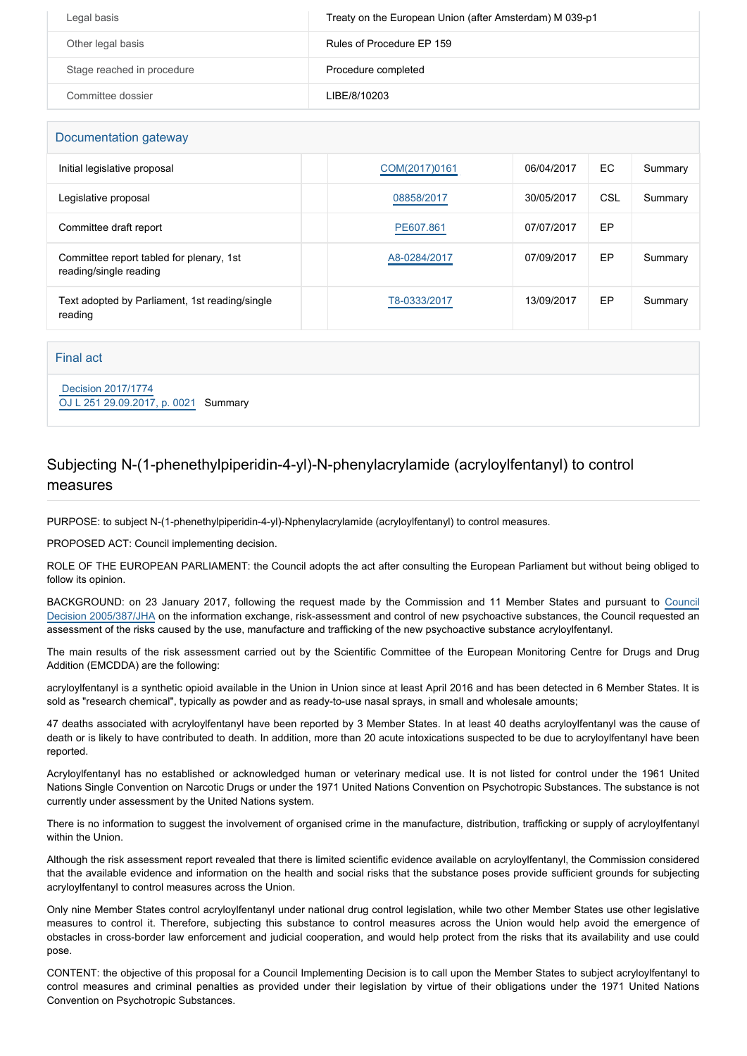| | |
|---|---|
| Legal basis | Treaty on the European Union (after Amsterdam) M 039-p1 |
| Other legal basis | Rules of Procedure EP 159 |
| Stage reached in procedure | Procedure completed |
| Committee dossier | LIBE/8/10203 |

## Documentation gateway

| | | | | | |
|---|---|---|---|---|---|
| Initial legislative proposal | | COM(2017)0161 | 06/04/2017 | EC | Summary |
| Legislative proposal | | 08858/2017 | 30/05/2017 | CSL | Summary |
| Committee draft report | | PE607.861 | 07/07/2017 | EP | |
| Committee report tabled for plenary, 1st reading/single reading | | A8-0284/2017 | 07/09/2017 | EP | Summary |
| Text adopted by Parliament, 1st reading/single reading | | T8-0333/2017 | 13/09/2017 | EP | Summary |

## Final act

Decision 2017/1774
OJ L 251 29.09.2017, p. 0021 Summary

## Subjecting N-(1-phenethylpiperidin-4-yl)-N-phenylacrylamide (acryloylfentanyl) to control measures

PURPOSE: to subject N-(1-phenethylpiperidin-4-yl)-Nphenylacrylamide (acryloylfentanyl) to control measures.

PROPOSED ACT: Council implementing decision.

ROLE OF THE EUROPEAN PARLIAMENT: the Council adopts the act after consulting the European Parliament but without being obliged to follow its opinion.

BACKGROUND: on 23 January 2017, following the request made by the Commission and 11 Member States and pursuant to Council Decision 2005/387/JHA on the information exchange, risk-assessment and control of new psychoactive substances, the Council requested an assessment of the risks caused by the use, manufacture and trafficking of the new psychoactive substance acryloylfentanyl.

The main results of the risk assessment carried out by the Scientific Committee of the European Monitoring Centre for Drugs and Drug Addition (EMCDDA) are the following:

acryloylfentanyl is a synthetic opioid available in the Union in Union since at least April 2016 and has been detected in 6 Member States. It is sold as "research chemical", typically as powder and as ready-to-use nasal sprays, in small and wholesale amounts;

47 deaths associated with acryloylfentanyl have been reported by 3 Member States. In at least 40 deaths acryloylfentanyl was the cause of death or is likely to have contributed to death. In addition, more than 20 acute intoxications suspected to be due to acryloylfentanyl have been reported.

Acryloylfentanyl has no established or acknowledged human or veterinary medical use. It is not listed for control under the 1961 United Nations Single Convention on Narcotic Drugs or under the 1971 United Nations Convention on Psychotropic Substances. The substance is not currently under assessment by the United Nations system.

There is no information to suggest the involvement of organised crime in the manufacture, distribution, trafficking or supply of acryloylfentanyl within the Union.

Although the risk assessment report revealed that there is limited scientific evidence available on acryloylfentanyl, the Commission considered that the available evidence and information on the health and social risks that the substance poses provide sufficient grounds for subjecting acryloylfentanyl to control measures across the Union.

Only nine Member States control acryloylfentanyl under national drug control legislation, while two other Member States use other legislative measures to control it. Therefore, subjecting this substance to control measures across the Union would help avoid the emergence of obstacles in cross-border law enforcement and judicial cooperation, and would help protect from the risks that its availability and use could pose.

CONTENT: the objective of this proposal for a Council Implementing Decision is to call upon the Member States to subject acryloylfentanyl to control measures and criminal penalties as provided under their legislation by virtue of their obligations under the 1971 United Nations Convention on Psychotropic Substances.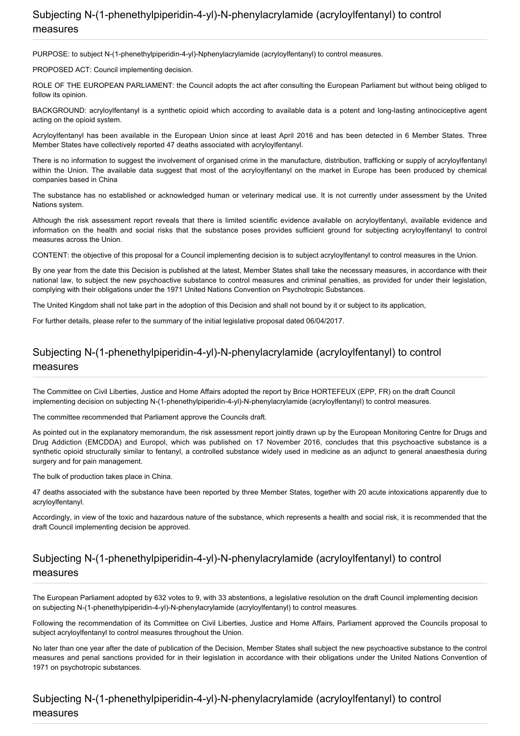## Subjecting N-(1-phenethylpiperidin-4-yl)-N-phenylacrylamide (acryloylfentanyl) to control measures

PURPOSE: to subject N-(1-phenethylpiperidin-4-yl)-Nphenylacrylamide (acryloylfentanyl) to control measures.

PROPOSED ACT: Council implementing decision.

ROLE OF THE EUROPEAN PARLIAMENT: the Council adopts the act after consulting the European Parliament but without being obliged to follow its opinion.

BACKGROUND: acryloylfentanyl is a synthetic opioid which according to available data is a potent and long-lasting antinociceptive agent acting on the opioid system.

Acryloylfentanyl has been available in the European Union since at least April 2016 and has been detected in 6 Member States. Three Member States have collectively reported 47 deaths associated with acryloylfentanyl.

There is no information to suggest the involvement of organised crime in the manufacture, distribution, trafficking or supply of acryloylfentanyl within the Union. The available data suggest that most of the acryloylfentanyl on the market in Europe has been produced by chemical companies based in China

The substance has no established or acknowledged human or veterinary medical use. It is not currently under assessment by the United Nations system.

Although the risk assessment report reveals that there is limited scientific evidence available on acryloylfentanyl, available evidence and information on the health and social risks that the substance poses provides sufficient ground for subjecting acryloylfentanyl to control measures across the Union.

CONTENT: the objective of this proposal for a Council implementing decision is to subject acryloylfentanyl to control measures in the Union.

By one year from the date this Decision is published at the latest, Member States shall take the necessary measures, in accordance with their national law, to subject the new psychoactive substance to control measures and criminal penalties, as provided for under their legislation, complying with their obligations under the 1971 United Nations Convention on Psychotropic Substances.

The United Kingdom shall not take part in the adoption of this Decision and shall not bound by it or subject to its application,

For further details, please refer to the summary of the initial legislative proposal dated 06/04/2017.

## Subjecting N-(1-phenethylpiperidin-4-yl)-N-phenylacrylamide (acryloylfentanyl) to control measures

The Committee on Civil Liberties, Justice and Home Affairs adopted the report by Brice HORTEFEUX (EPP, FR) on the draft Council implementing decision on subjecting N-(1-phenethylpiperidin-4-yl)-N-phenylacrylamide (acryloylfentanyl) to control measures.

The committee recommended that Parliament approve the Councils draft.

As pointed out in the explanatory memorandum, the risk assessment report jointly drawn up by the European Monitoring Centre for Drugs and Drug Addiction (EMCDDA) and Europol, which was published on 17 November 2016, concludes that this psychoactive substance is a synthetic opioid structurally similar to fentanyl, a controlled substance widely used in medicine as an adjunct to general anaesthesia during surgery and for pain management.

The bulk of production takes place in China.

47 deaths associated with the substance have been reported by three Member States, together with 20 acute intoxications apparently due to acryloylfentanyl.

Accordingly, in view of the toxic and hazardous nature of the substance, which represents a health and social risk, it is recommended that the draft Council implementing decision be approved.

## Subjecting N-(1-phenethylpiperidin-4-yl)-N-phenylacrylamide (acryloylfentanyl) to control measures

The European Parliament adopted by 632 votes to 9, with 33 abstentions, a legislative resolution on the draft Council implementing decision on subjecting N-(1-phenethylpiperidin-4-yl)-N-phenylacrylamide (acryloylfentanyl) to control measures.

Following the recommendation of its Committee on Civil Liberties, Justice and Home Affairs, Parliament approved the Councils proposal to subject acryloylfentanyl to control measures throughout the Union.

No later than one year after the date of publication of the Decision, Member States shall subject the new psychoactive substance to the control measures and penal sanctions provided for in their legislation in accordance with their obligations under the United Nations Convention of 1971 on psychotropic substances.

## Subjecting N-(1-phenethylpiperidin-4-yl)-N-phenylacrylamide (acryloylfentanyl) to control measures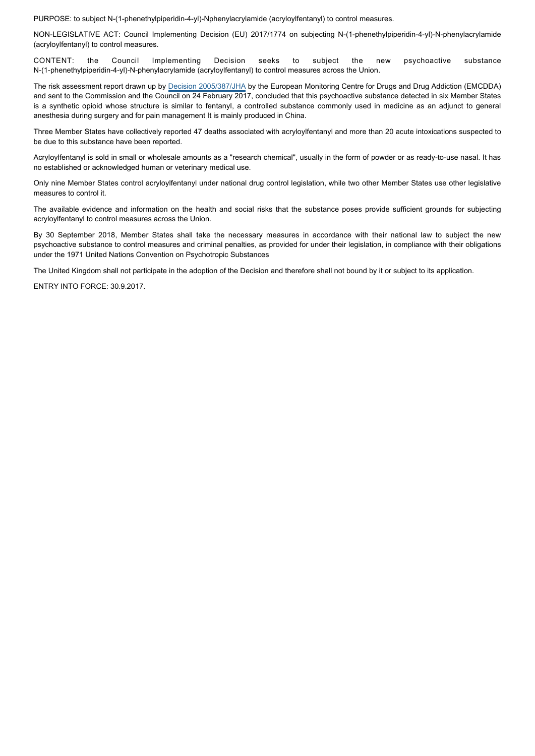PURPOSE: to subject N-(1-phenethylpiperidin-4-yl)-Nphenylacrylamide (acryloylfentanyl) to control measures.

NON-LEGISLATIVE ACT: Council Implementing Decision (EU) 2017/1774 on subjecting N-(1-phenethylpiperidin-4-yl)-N-phenylacrylamide (acryloylfentanyl) to control measures.

CONTENT: the Council Implementing Decision seeks to subject the new psychoactive substance N-(1-phenethylpiperidin-4-yl)-N-phenylacrylamide (acryloylfentanyl) to control measures across the Union.

The risk assessment report drawn up by Decision 2005/387/JHA by the European Monitoring Centre for Drugs and Drug Addiction (EMCDDA) and sent to the Commission and the Council on 24 February 2017, concluded that this psychoactive substance detected in six Member States is a synthetic opioid whose structure is similar to fentanyl, a controlled substance commonly used in medicine as an adjunct to general anesthesia during surgery and for pain management It is mainly produced in China.

Three Member States have collectively reported 47 deaths associated with acryloylfentanyl and more than 20 acute intoxications suspected to be due to this substance have been reported.

Acryloylfentanyl is sold in small or wholesale amounts as a "research chemical", usually in the form of powder or as ready-to-use nasal. It has no established or acknowledged human or veterinary medical use.

Only nine Member States control acryloylfentanyl under national drug control legislation, while two other Member States use other legislative measures to control it.

The available evidence and information on the health and social risks that the substance poses provide sufficient grounds for subjecting acryloylfentanyl to control measures across the Union.

By 30 September 2018, Member States shall take the necessary measures in accordance with their national law to subject the new psychoactive substance to control measures and criminal penalties, as provided for under their legislation, in compliance with their obligations under the 1971 United Nations Convention on Psychotropic Substances

The United Kingdom shall not participate in the adoption of the Decision and therefore shall not bound by it or subject to its application.

ENTRY INTO FORCE: 30.9.2017.